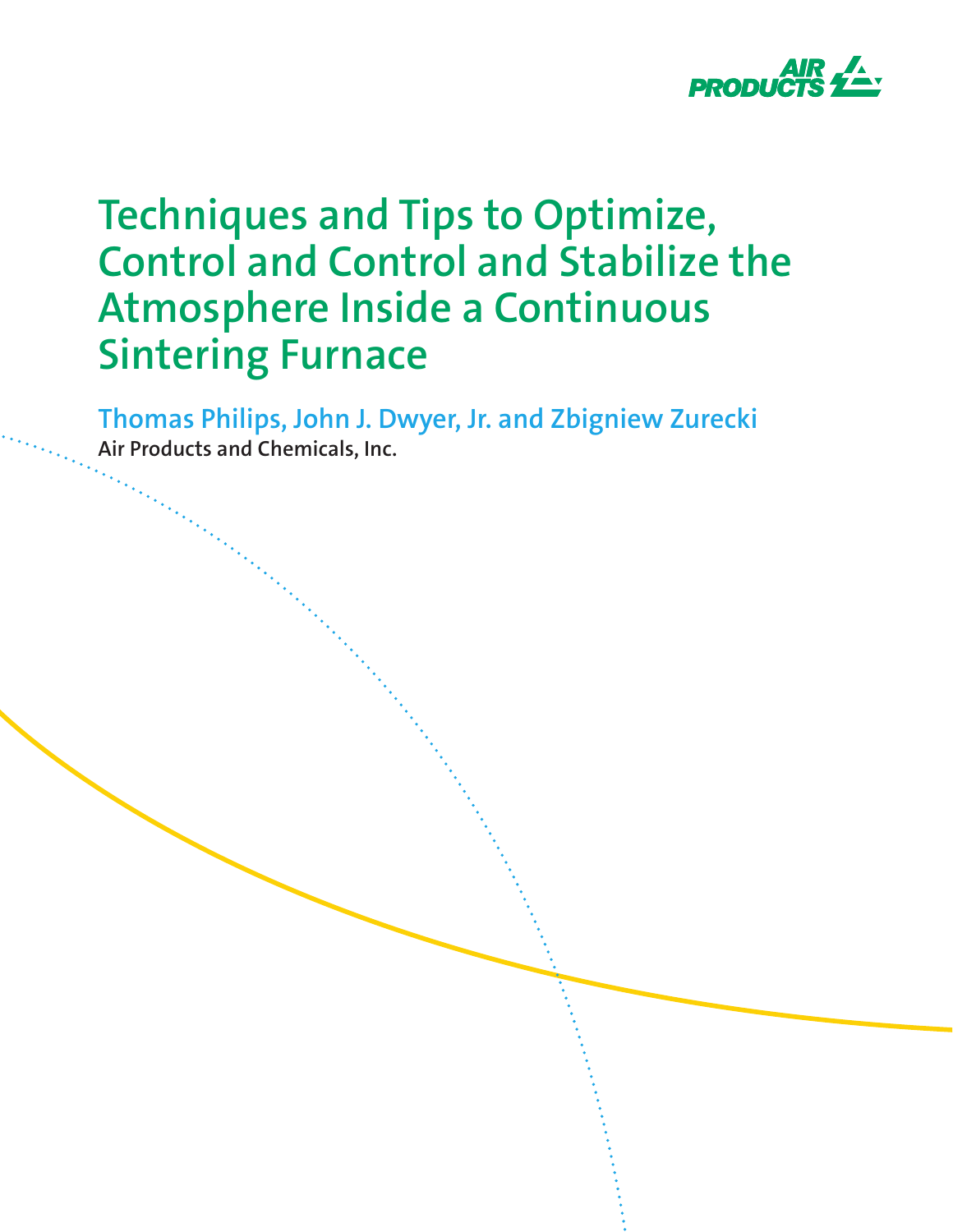# Techniques and Tips to Optimize, Control and Control and Stabilize the Atmosphere Inside a Continuous Sintering Furnace

Thomas Philips, John J. Dwyer, Jr. and Zbigniew Zurecki

**Air Products and Chemicals, Inc.**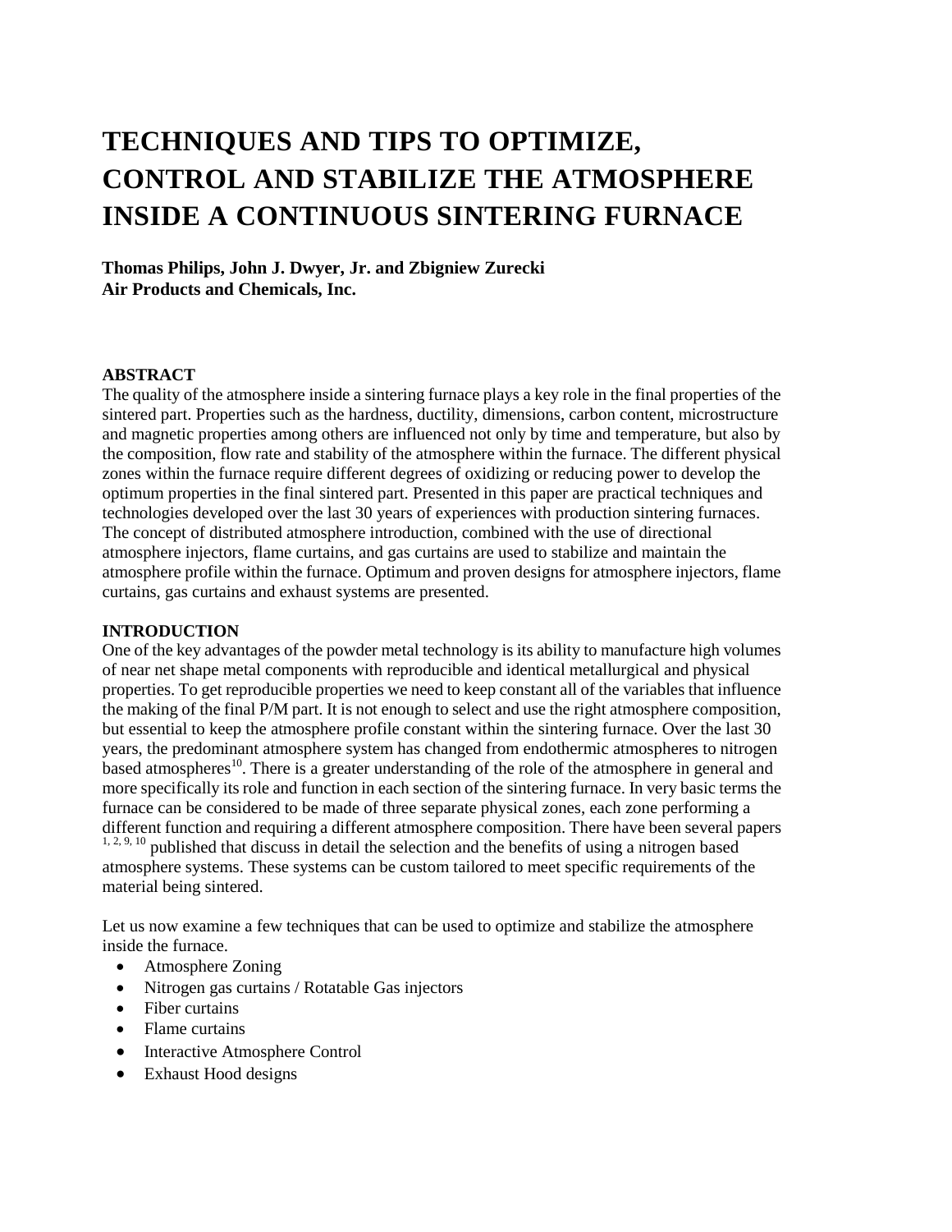# TECHNIQUES AND TIPS TO OPTIMIZE, CONTROL AND STABILIZE THE ATMOSPHERE INSIDE A CONTINUOUS SINTERING FURNACE

**Thomas Philips, John J. Dwyer, Jr. and Zbigniew Zurecki**
**Air Products and Chemicals, Inc.**

## ABSTRACT

The quality of the atmosphere inside a sintering furnace plays a key role in the final properties of the sintered part. Properties such as the hardness, ductility, dimensions, carbon content, microstructure and magnetic properties among others are influenced not only by time and temperature, but also by the composition, flow rate and stability of the atmosphere within the furnace. The different physical zones within the furnace require different degrees of oxidizing or reducing power to develop the optimum properties in the final sintered part. Presented in this paper are practical techniques and technologies developed over the last 30 years of experiences with production sintering furnaces. The concept of distributed atmosphere introduction, combined with the use of directional atmosphere injectors, flame curtains, and gas curtains are used to stabilize and maintain the atmosphere profile within the furnace. Optimum and proven designs for atmosphere injectors, flame curtains, gas curtains and exhaust systems are presented.

## INTRODUCTION

One of the key advantages of the powder metal technology is its ability to manufacture high volumes of near net shape metal components with reproducible and identical metallurgical and physical properties. To get reproducible properties we need to keep constant all of the variables that influence the making of the final P/M part. It is not enough to select and use the right atmosphere composition, but essential to keep the atmosphere profile constant within the sintering furnace. Over the last 30 years, the predominant atmosphere system has changed from endothermic atmospheres to nitrogen based atmospheres[10]. There is a greater understanding of the role of the atmosphere in general and more specifically its role and function in each section of the sintering furnace. In very basic terms the furnace can be considered to be made of three separate physical zones, each zone performing a different function and requiring a different atmosphere composition. There have been several papers [1, 2, 9, 10] published that discuss in detail the selection and the benefits of using a nitrogen based atmosphere systems. These systems can be custom tailored to meet specific requirements of the material being sintered.

Let us now examine a few techniques that can be used to optimize and stabilize the atmosphere inside the furnace.

- Atmosphere Zoning
- Nitrogen gas curtains / Rotatable Gas injectors
- Fiber curtains
- Flame curtains
- Interactive Atmosphere Control
- Exhaust Hood designs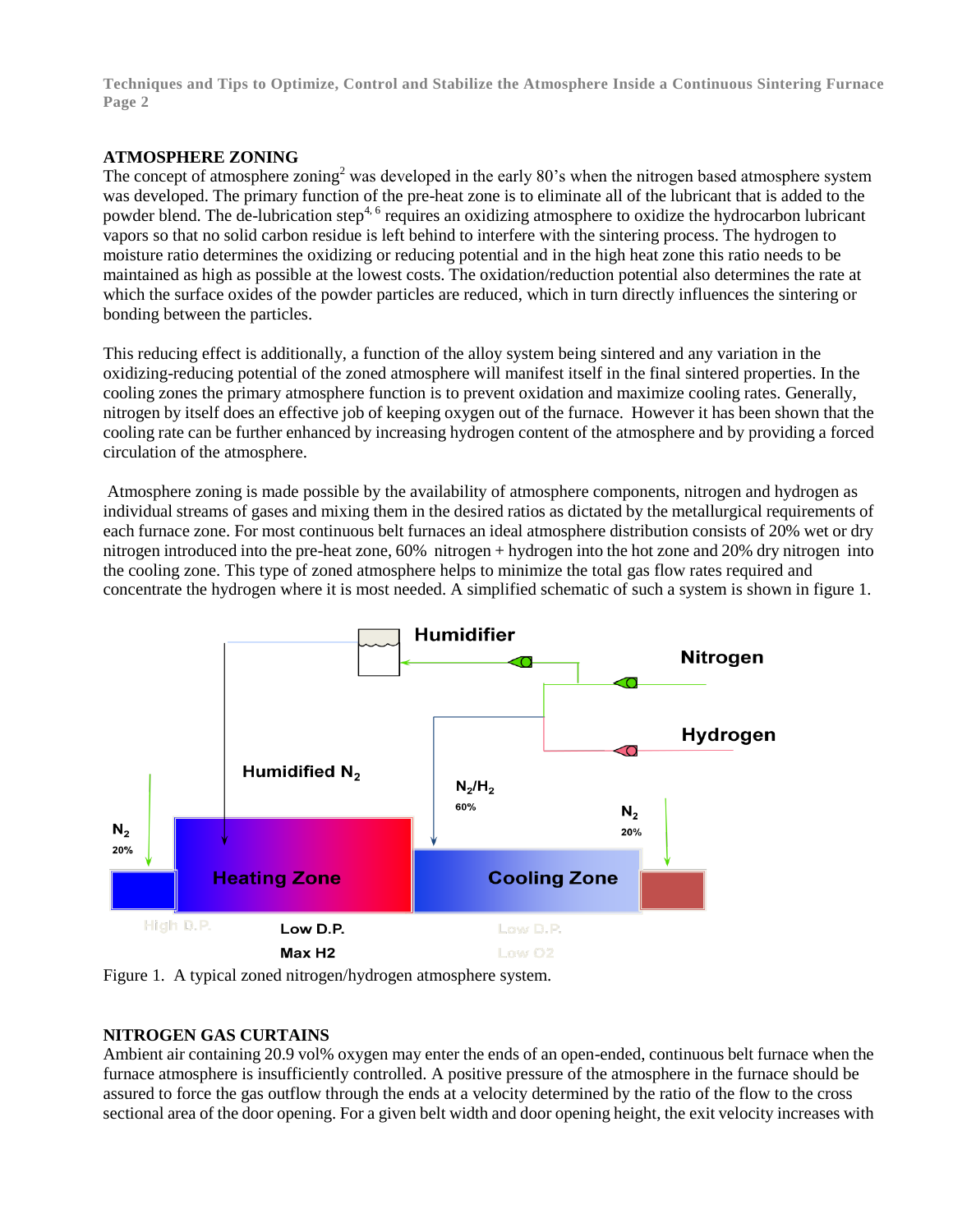## ATMOSPHERE ZONING

The concept of atmosphere zoning[2] was developed in the early 80's when the nitrogen based atmosphere system was developed. The primary function of the pre-heat zone is to eliminate all of the lubricant that is added to the powder blend. The de-lubrication step[4, 6] requires an oxidizing atmosphere to oxidize the hydrocarbon lubricant vapors so that no solid carbon residue is left behind to interfere with the sintering process. The hydrogen to moisture ratio determines the oxidizing or reducing potential and in the high heat zone this ratio needs to be maintained as high as possible at the lowest costs. The oxidation/reduction potential also determines the rate at which the surface oxides of the powder particles are reduced, which in turn directly influences the sintering or bonding between the particles.

This reducing effect is additionally, a function of the alloy system being sintered and any variation in the oxidizing-reducing potential of the zoned atmosphere will manifest itself in the final sintered properties. In the cooling zones the primary atmosphere function is to prevent oxidation and maximize cooling rates. Generally, nitrogen by itself does an effective job of keeping oxygen out of the furnace. However it has been shown that the cooling rate can be further enhanced by increasing hydrogen content of the atmosphere and by providing a forced circulation of the atmosphere.

Atmosphere zoning is made possible by the availability of atmosphere components, nitrogen and hydrogen as individual streams of gases and mixing them in the desired ratios as dictated by the metallurgical requirements of each furnace zone. For most continuous belt furnaces an ideal atmosphere distribution consists of 20% wet or dry nitrogen introduced into the pre-heat zone, 60% nitrogen + hydrogen into the hot zone and 20% dry nitrogen into the cooling zone. This type of zoned atmosphere helps to minimize the total gas flow rates required and concentrate the hydrogen where it is most needed. A simplified schematic of such a system is shown in figure 1.

Figure 1. A typical zoned nitrogen/hydrogen atmosphere system.

## NITROGEN GAS CURTAINS

Ambient air containing 20.9 vol% oxygen may enter the ends of an open-ended, continuous belt furnace when the furnace atmosphere is insufficiently controlled. A positive pressure of the atmosphere in the furnace should be assured to force the gas outflow through the ends at a velocity determined by the ratio of the flow to the cross sectional area of the door opening. For a given belt width and door opening height, the exit velocity increases with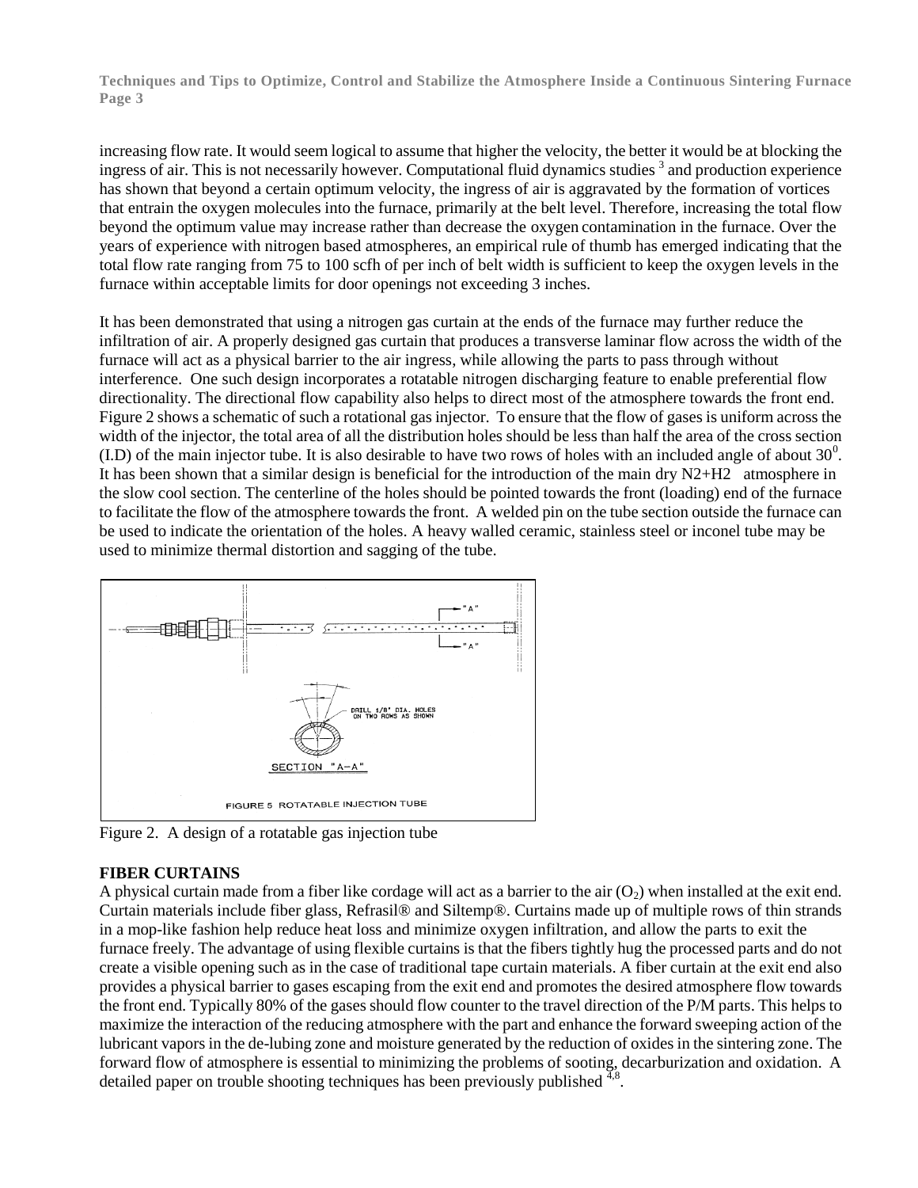increasing flow rate. It would seem logical to assume that higher the velocity, the better it would be at blocking the ingress of air. This is not necessarily however. Computational fluid dynamics studies [3] and production experience has shown that beyond a certain optimum velocity, the ingress of air is aggravated by the formation of vortices that entrain the oxygen molecules into the furnace, primarily at the belt level. Therefore, increasing the total flow beyond the optimum value may increase rather than decrease the oxygen contamination in the furnace. Over the years of experience with nitrogen based atmospheres, an empirical rule of thumb has emerged indicating that the total flow rate ranging from 75 to 100 scfh of per inch of belt width is sufficient to keep the oxygen levels in the furnace within acceptable limits for door openings not exceeding 3 inches.

It has been demonstrated that using a nitrogen gas curtain at the ends of the furnace may further reduce the infiltration of air. A properly designed gas curtain that produces a transverse laminar flow across the width of the furnace will act as a physical barrier to the air ingress, while allowing the parts to pass through without interference. One such design incorporates a rotatable nitrogen discharging feature to enable preferential flow directionality. The directional flow capability also helps to direct most of the atmosphere towards the front end. Figure 2 shows a schematic of such a rotational gas injector. To ensure that the flow of gases is uniform across the width of the injector, the total area of all the distribution holes should be less than half the area of the cross section (I.D) of the main injector tube. It is also desirable to have two rows of holes with an included angle of about $30^0$. It has been shown that a similar design is beneficial for the introduction of the main dry N2+H2 atmosphere in the slow cool section. The centerline of the holes should be pointed towards the front (loading) end of the furnace to facilitate the flow of the atmosphere towards the front. A welded pin on the tube section outside the furnace can be used to indicate the orientation of the holes. A heavy walled ceramic, stainless steel or inconel tube may be used to minimize thermal distortion and sagging of the tube.

"A"

"A"

DRILL 1/8" DIA. HOLES ON TWO ROWS AS SHOWN

SECTION "A–A"

FIGURE 5 ROTATABLE INJECTION TUBE

Figure 2. A design of a rotatable gas injection tube

**FIBER CURTAINS**

A physical curtain made from a fiber like cordage will act as a barrier to the air ($O_2$) when installed at the exit end. Curtain materials include fiber glass, Refrasil® and Siltemp®. Curtains made up of multiple rows of thin strands in a mop-like fashion help reduce heat loss and minimize oxygen infiltration, and allow the parts to exit the furnace freely. The advantage of using flexible curtains is that the fibers tightly hug the processed parts and do not create a visible opening such as in the case of traditional tape curtain materials. A fiber curtain at the exit end also provides a physical barrier to gases escaping from the exit end and promotes the desired atmosphere flow towards the front end. Typically 80% of the gases should flow counter to the travel direction of the P/M parts. This helps to maximize the interaction of the reducing atmosphere with the part and enhance the forward sweeping action of the lubricant vapors in the de-lubing zone and moisture generated by the reduction of oxides in the sintering zone. The forward flow of atmosphere is essential to minimizing the problems of sooting, decarburization and oxidation. A detailed paper on trouble shooting techniques has been previously published [4,8].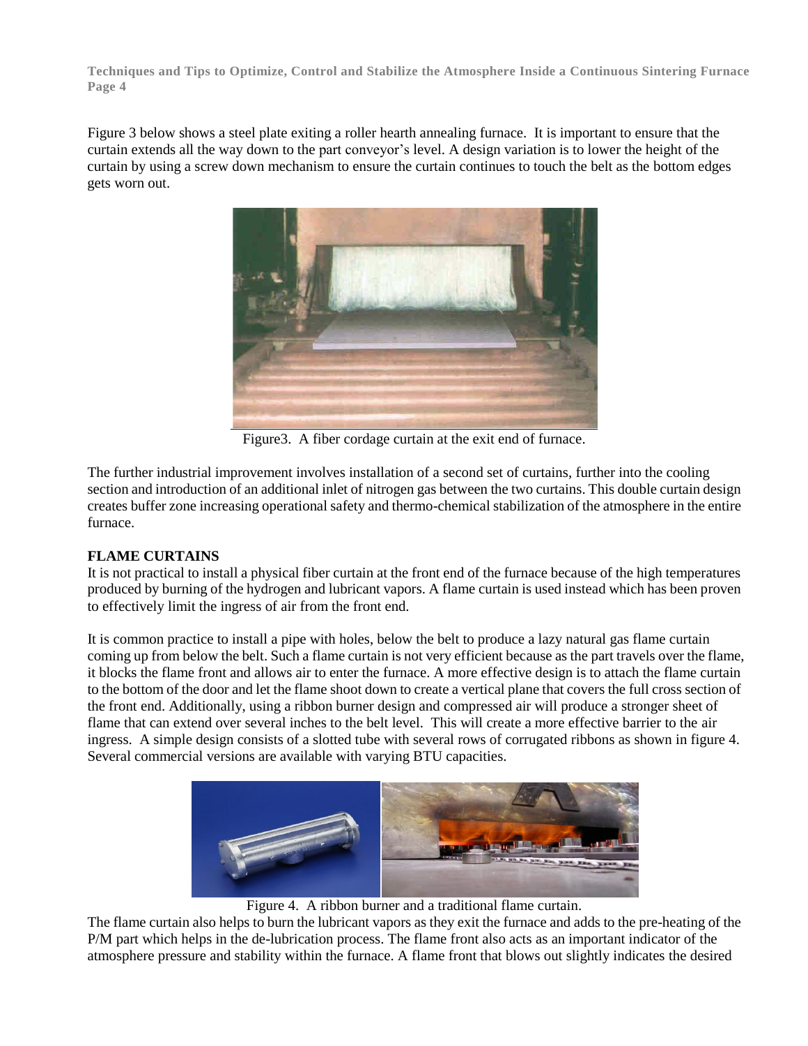Figure 3 below shows a steel plate exiting a roller hearth annealing furnace. It is important to ensure that the curtain extends all the way down to the part conveyor's level. A design variation is to lower the height of the curtain by using a screw down mechanism to ensure the curtain continues to touch the belt as the bottom edges gets worn out.

Figure3. A fiber cordage curtain at the exit end of furnace.

The further industrial improvement involves installation of a second set of curtains, further into the cooling section and introduction of an additional inlet of nitrogen gas between the two curtains. This double curtain design creates buffer zone increasing operational safety and thermo-chemical stabilization of the atmosphere in the entire furnace.

**FLAME CURTAINS**

It is not practical to install a physical fiber curtain at the front end of the furnace because of the high temperatures produced by burning of the hydrogen and lubricant vapors. A flame curtain is used instead which has been proven to effectively limit the ingress of air from the front end.

It is common practice to install a pipe with holes, below the belt to produce a lazy natural gas flame curtain coming up from below the belt. Such a flame curtain is not very efficient because as the part travels over the flame, it blocks the flame front and allows air to enter the furnace. A more effective design is to attach the flame curtain to the bottom of the door and let the flame shoot down to create a vertical plane that covers the full cross section of the front end. Additionally, using a ribbon burner design and compressed air will produce a stronger sheet of flame that can extend over several inches to the belt level. This will create a more effective barrier to the air ingress. A simple design consists of a slotted tube with several rows of corrugated ribbons as shown in figure 4. Several commercial versions are available with varying BTU capacities.

Figure 4. A ribbon burner and a traditional flame curtain.

The flame curtain also helps to burn the lubricant vapors as they exit the furnace and adds to the pre-heating of the P/M part which helps in the de-lubrication process. The flame front also acts as an important indicator of the atmosphere pressure and stability within the furnace. A flame front that blows out slightly indicates the desired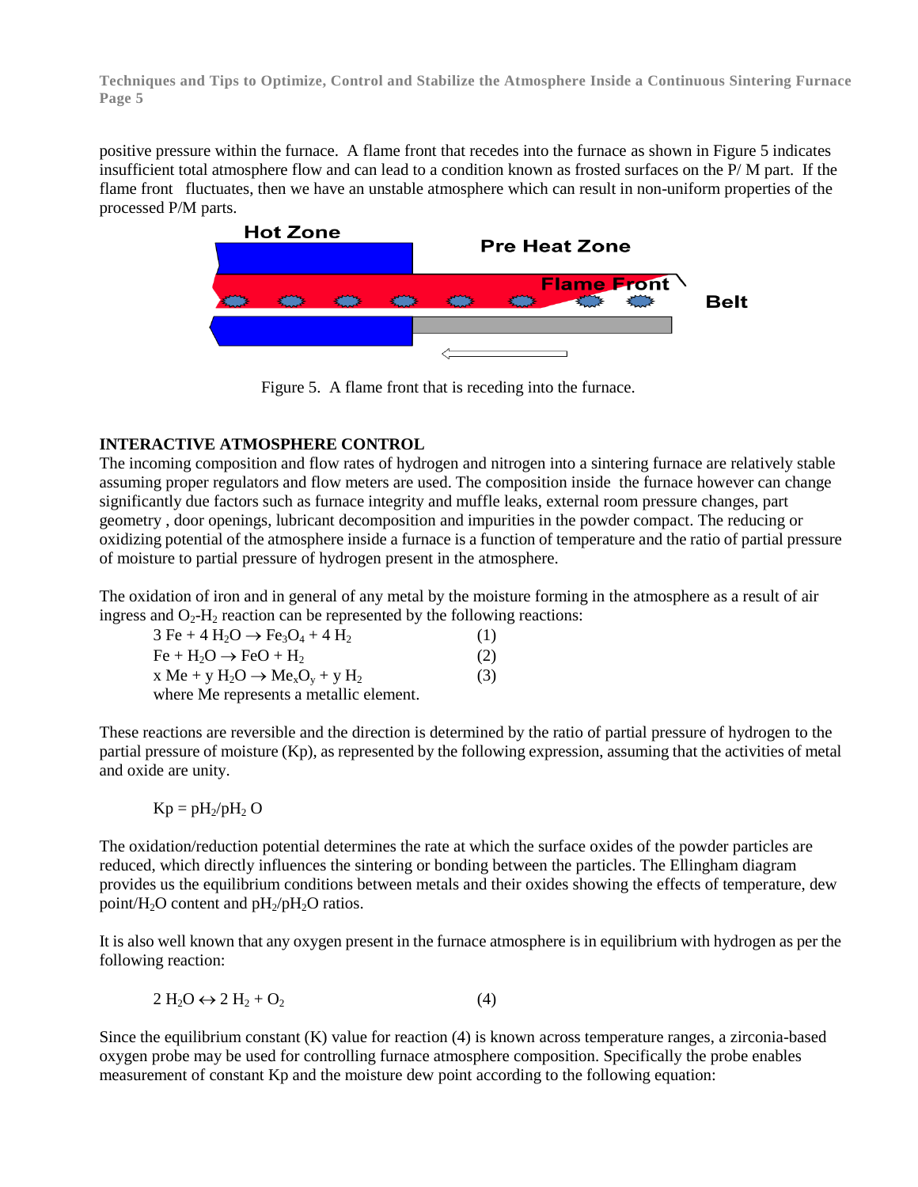positive pressure within the furnace. A flame front that recedes into the furnace as shown in Figure 5 indicates insufficient total atmosphere flow and can lead to a condition known as frosted surfaces on the P/ M part. If the flame front fluctuates, then we have an unstable atmosphere which can result in non-uniform properties of the processed P/M parts.

Figure 5. A flame front that is receding into the furnace.

**INTERACTIVE ATMOSPHERE CONTROL**

The incoming composition and flow rates of hydrogen and nitrogen into a sintering furnace are relatively stable assuming proper regulators and flow meters are used. The composition inside the furnace however can change significantly due factors such as furnace integrity and muffle leaks, external room pressure changes, part geometry , door openings, lubricant decomposition and impurities in the powder compact. The reducing or oxidizing potential of the atmosphere inside a furnace is a function of temperature and the ratio of partial pressure of moisture to partial pressure of hydrogen present in the atmosphere.

The oxidation of iron and in general of any metal by the moisture forming in the atmosphere as a result of air ingress and $O_2$-$H_2$ reaction can be represented by the following reactions:

$$3\,Fe + 4\,H_2O \rightarrow Fe_3O_4 + 4\,H_2 \qquad (1)$$

$$Fe + H_2O \rightarrow FeO + H_2 \qquad (2)$$

$$x\,Me + y\,H_2O \rightarrow Me_xO_y + y\,H_2 \qquad (3)$$

where Me represents a metallic element.

These reactions are reversible and the direction is determined by the ratio of partial pressure of hydrogen to the partial pressure of moisture (Kp), as represented by the following expression, assuming that the activities of metal and oxide are unity.

$$Kp = pH_2/pH_2O$$

The oxidation/reduction potential determines the rate at which the surface oxides of the powder particles are reduced, which directly influences the sintering or bonding between the particles. The Ellingham diagram provides us the equilibrium conditions between metals and their oxides showing the effects of temperature, dew point/$H_2O$ content and $pH_2/pH_2O$ ratios.

It is also well known that any oxygen present in the furnace atmosphere is in equilibrium with hydrogen as per the following reaction:

$$2\,H_2O \leftrightarrow 2\,H_2 + O_2 \qquad (4)$$

Since the equilibrium constant (K) value for reaction (4) is known across temperature ranges, a zirconia-based oxygen probe may be used for controlling furnace atmosphere composition. Specifically the probe enables measurement of constant Kp and the moisture dew point according to the following equation: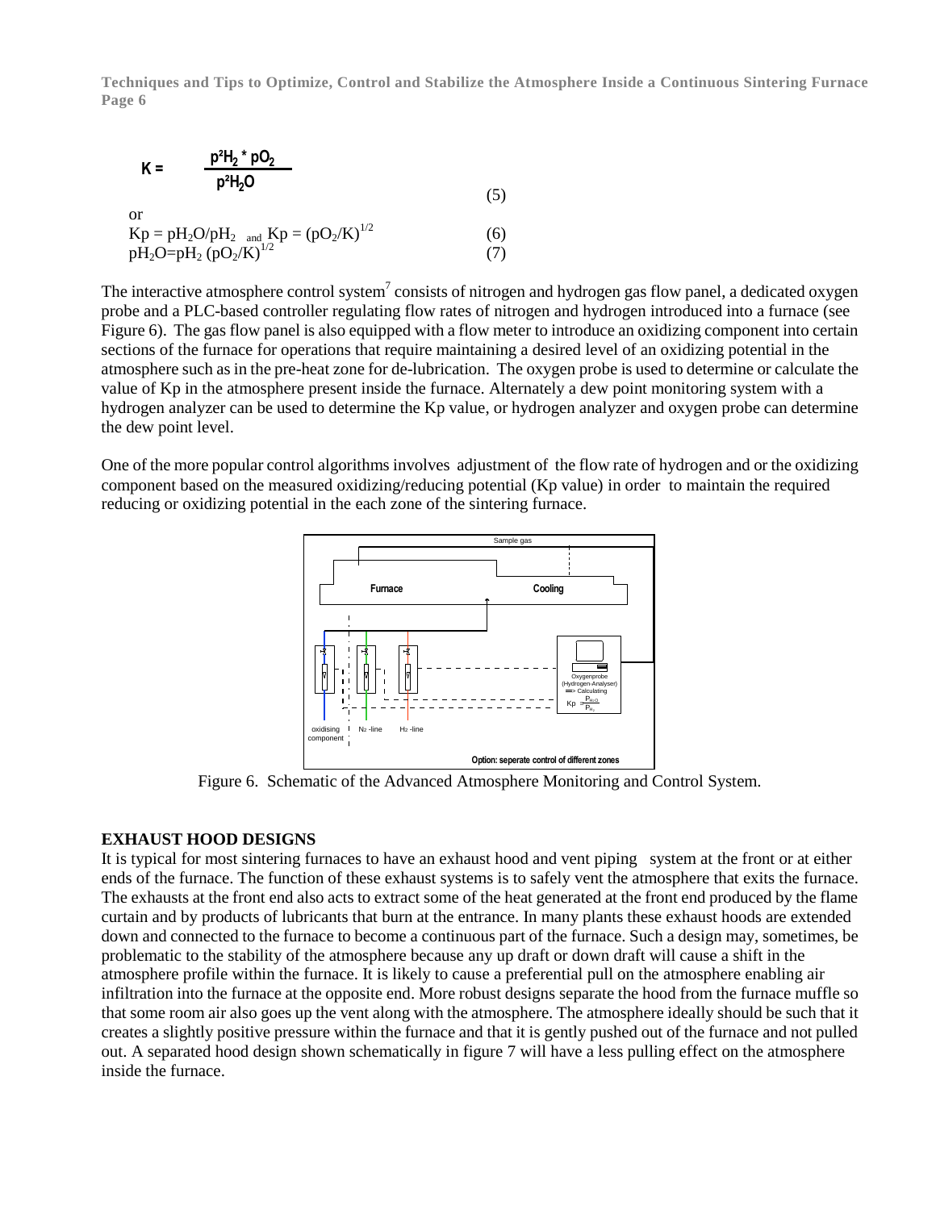$$K = \frac{p^2H_2 * pO_2}{p^2H_2O} \quad (5)$$

or

$$Kp = pH_2O/pH_2 \text{ and } Kp = (pO_2/K)^{1/2} \quad (6)$$

$$pH_2O = pH_2\,(pO_2/K)^{1/2} \quad (7)$$

The interactive atmosphere control system[7] consists of nitrogen and hydrogen gas flow panel, a dedicated oxygen probe and a PLC-based controller regulating flow rates of nitrogen and hydrogen introduced into a furnace (see Figure 6). The gas flow panel is also equipped with a flow meter to introduce an oxidizing component into certain sections of the furnace for operations that require maintaining a desired level of an oxidizing potential in the atmosphere such as in the pre-heat zone for de-lubrication. The oxygen probe is used to determine or calculate the value of Kp in the atmosphere present inside the furnace. Alternately a dew point monitoring system with a hydrogen analyzer can be used to determine the Kp value, or hydrogen analyzer and oxygen probe can determine the dew point level.

One of the more popular control algorithms involves adjustment of the flow rate of hydrogen and or the oxidizing component based on the measured oxidizing/reducing potential (Kp value) in order to maintain the required reducing or oxidizing potential in the each zone of the sintering furnace.

Sample gas

Furnace

Cooling

Oxygenprobe (Hydrogen-Analyser) => Calculating $Kp = \frac{P_{H_2O}}{P_{H_2}}$

oxidising component

$N_2$ -line

$H_2$ -line

Option: seperate control of different zones

Figure 6. Schematic of the Advanced Atmosphere Monitoring and Control System.

## EXHAUST HOOD DESIGNS

It is typical for most sintering furnaces to have an exhaust hood and vent piping system at the front or at either ends of the furnace. The function of these exhaust systems is to safely vent the atmosphere that exits the furnace. The exhausts at the front end also acts to extract some of the heat generated at the front end produced by the flame curtain and by products of lubricants that burn at the entrance. In many plants these exhaust hoods are extended down and connected to the furnace to become a continuous part of the furnace. Such a design may, sometimes, be problematic to the stability of the atmosphere because any up draft or down draft will cause a shift in the atmosphere profile within the furnace. It is likely to cause a preferential pull on the atmosphere enabling air infiltration into the furnace at the opposite end. More robust designs separate the hood from the furnace muffle so that some room air also goes up the vent along with the atmosphere. The atmosphere ideally should be such that it creates a slightly positive pressure within the furnace and that it is gently pushed out of the furnace and not pulled out. A separated hood design shown schematically in figure 7 will have a less pulling effect on the atmosphere inside the furnace.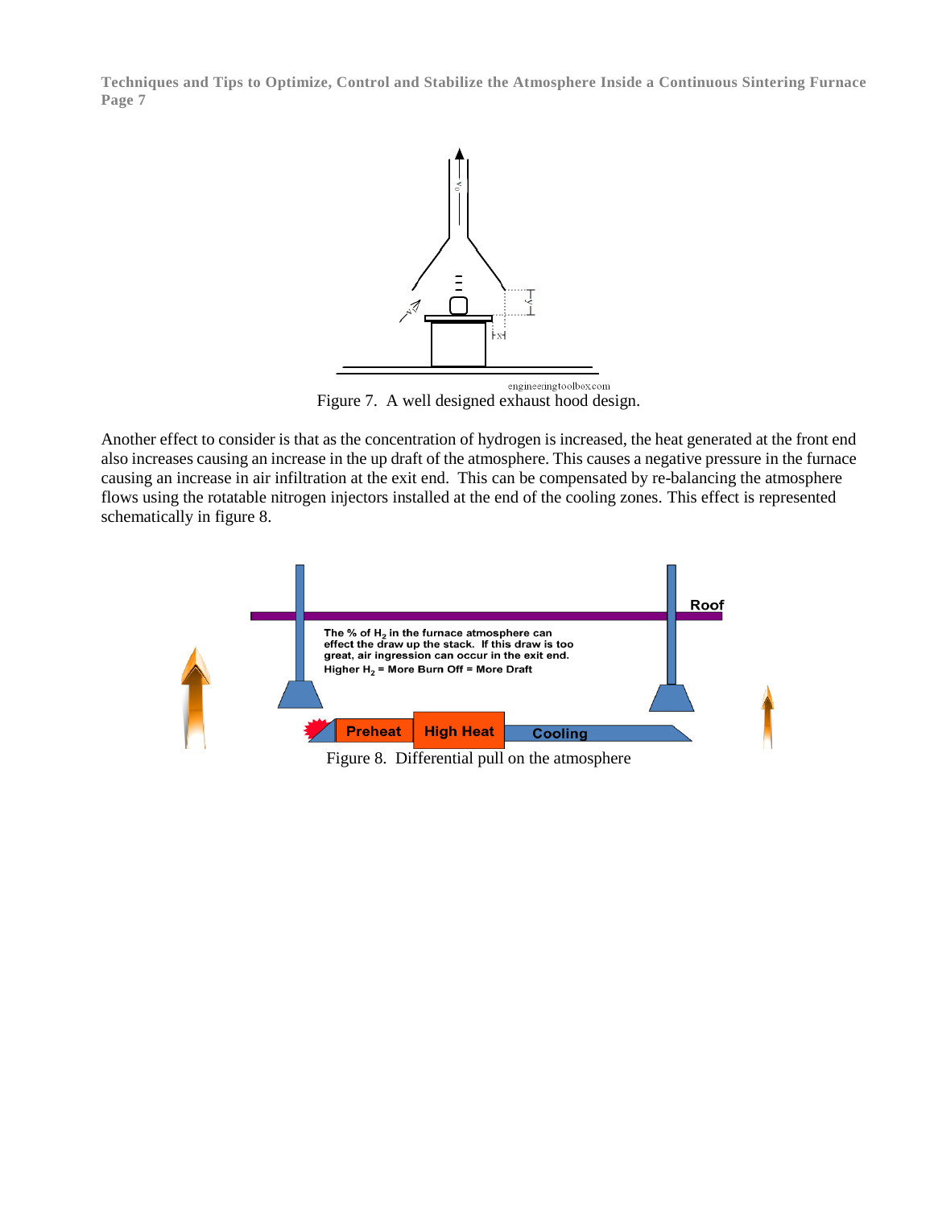Figure 7. A well designed exhaust hood design.

Another effect to consider is that as the concentration of hydrogen is increased, the heat generated at the front end also increases causing an increase in the up draft of the atmosphere. This causes a negative pressure in the furnace causing an increase in air infiltration at the exit end. This can be compensated by re-balancing the atmosphere flows using the rotatable nitrogen injectors installed at the end of the cooling zones. This effect is represented schematically in figure 8.

Figure 8. Differential pull on the atmosphere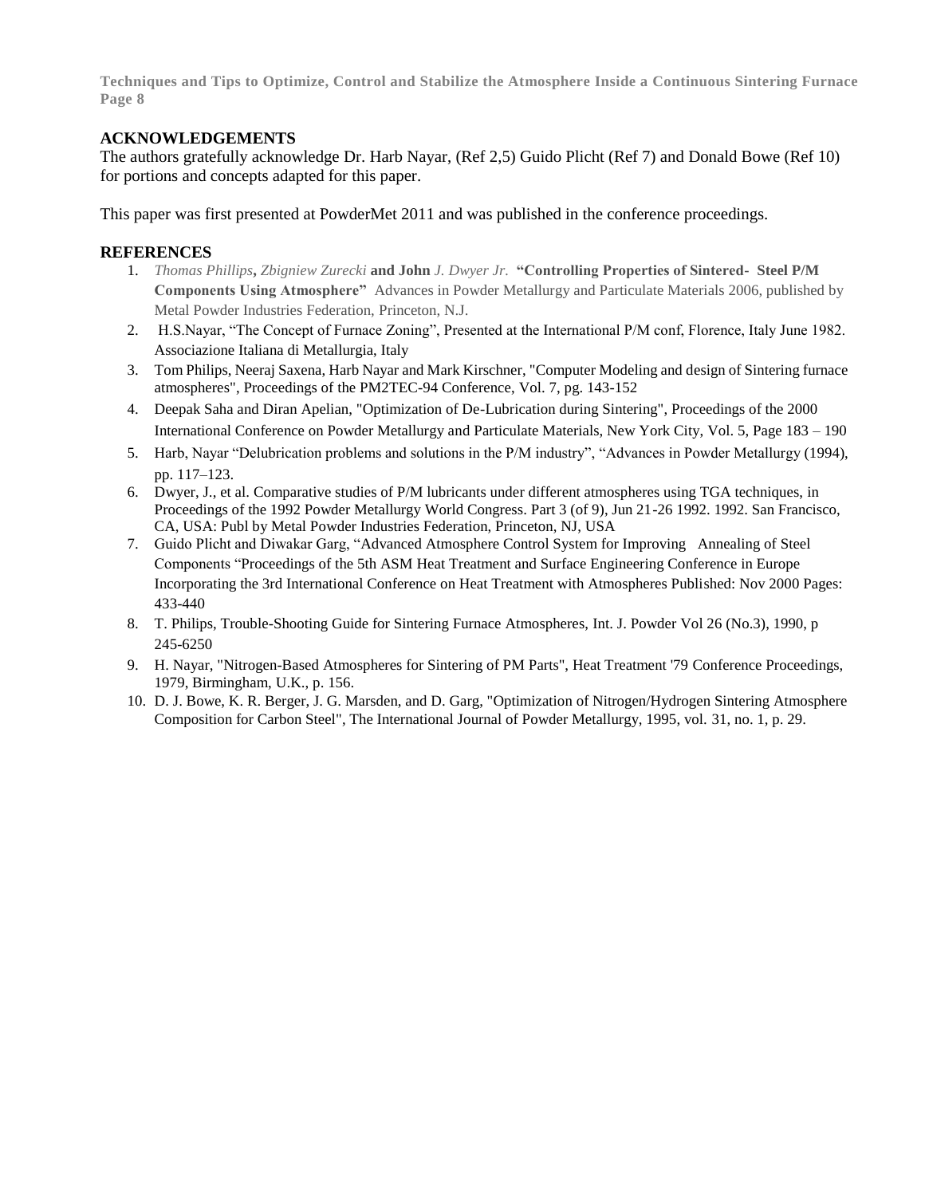## ACKNOWLEDGEMENTS

The authors gratefully acknowledge Dr. Harb Nayar, (Ref 2,5) Guido Plicht (Ref 7) and Donald Bowe (Ref 10) for portions and concepts adapted for this paper.

This paper was first presented at PowderMet 2011 and was published in the conference proceedings.

## REFERENCES

1. *Thomas Phillips*, *Zbigniew Zurecki* **and John** *J. Dwyer Jr.* **"Controlling Properties of Sintered- Steel P/M Components Using Atmosphere"** Advances in Powder Metallurgy and Particulate Materials 2006, published by Metal Powder Industries Federation, Princeton, N.J.
2. H.S.Nayar, "The Concept of Furnace Zoning", Presented at the International P/M conf, Florence, Italy June 1982. Associazione Italiana di Metallurgia, Italy
3. Tom Philips, Neeraj Saxena, Harb Nayar and Mark Kirschner, "Computer Modeling and design of Sintering furnace atmospheres", Proceedings of the PM2TEC-94 Conference, Vol. 7, pg. 143-152
4. Deepak Saha and Diran Apelian, "Optimization of De-Lubrication during Sintering", Proceedings of the 2000 International Conference on Powder Metallurgy and Particulate Materials, New York City, Vol. 5, Page 183 – 190
5. Harb, Nayar "Delubrication problems and solutions in the P/M industry", "Advances in Powder Metallurgy (1994), pp. 117–123.
6. Dwyer, J., et al. Comparative studies of P/M lubricants under different atmospheres using TGA techniques, in Proceedings of the 1992 Powder Metallurgy World Congress. Part 3 (of 9), Jun 21-26 1992. 1992. San Francisco, CA, USA: Publ by Metal Powder Industries Federation, Princeton, NJ, USA
7. Guido Plicht and Diwakar Garg, "Advanced Atmosphere Control System for Improving Annealing of Steel Components "Proceedings of the 5th ASM Heat Treatment and Surface Engineering Conference in Europe Incorporating the 3rd International Conference on Heat Treatment with Atmospheres Published: Nov 2000 Pages: 433-440
8. T. Philips, Trouble-Shooting Guide for Sintering Furnace Atmospheres, Int. J. Powder Vol 26 (No.3), 1990, p 245-6250
9. H. Nayar, "Nitrogen-Based Atmospheres for Sintering of PM Parts", Heat Treatment '79 Conference Proceedings, 1979, Birmingham, U.K., p. 156.
10. D. J. Bowe, K. R. Berger, J. G. Marsden, and D. Garg, "Optimization of Nitrogen/Hydrogen Sintering Atmosphere Composition for Carbon Steel", The International Journal of Powder Metallurgy, 1995, vol. 31, no. 1, p. 29.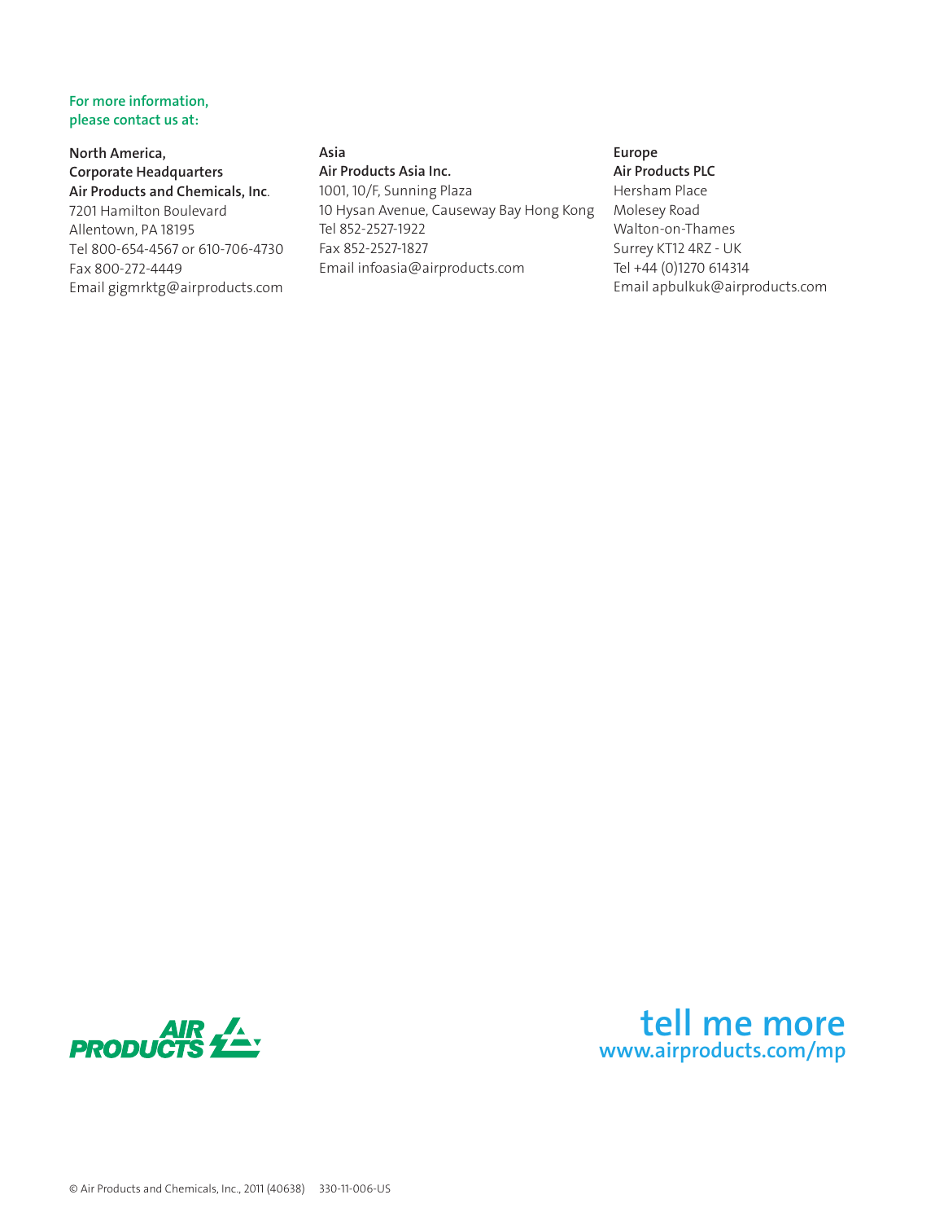**For more information, please contact us at:**

**North America,**
**Corporate Headquarters**
**Air Products and Chemicals, Inc.**
7201 Hamilton Boulevard
Allentown, PA 18195
Tel 800-654-4567 or 610-706-4730
Fax 800-272-4449
Email gigmrktg@airproducts.com

**Asia**
**Air Products Asia Inc.**
1001, 10/F, Sunning Plaza
10 Hysan Avenue, Causeway Bay Hong Kong
Tel 852-2527-1922
Fax 852-2527-1827
Email infoasia@airproducts.com

**Europe**
**Air Products PLC**
Hersham Place
Molesey Road
Walton-on-Thames
Surrey KT12 4RZ - UK
Tel +44 (0)1270 614314
Email apbulkuk@airproducts.com

AIR PRODUCTS

**tell me more**
**www.airproducts.com/mp**

© Air Products and Chemicals, Inc., 2011 (40638) 330-11-006-US